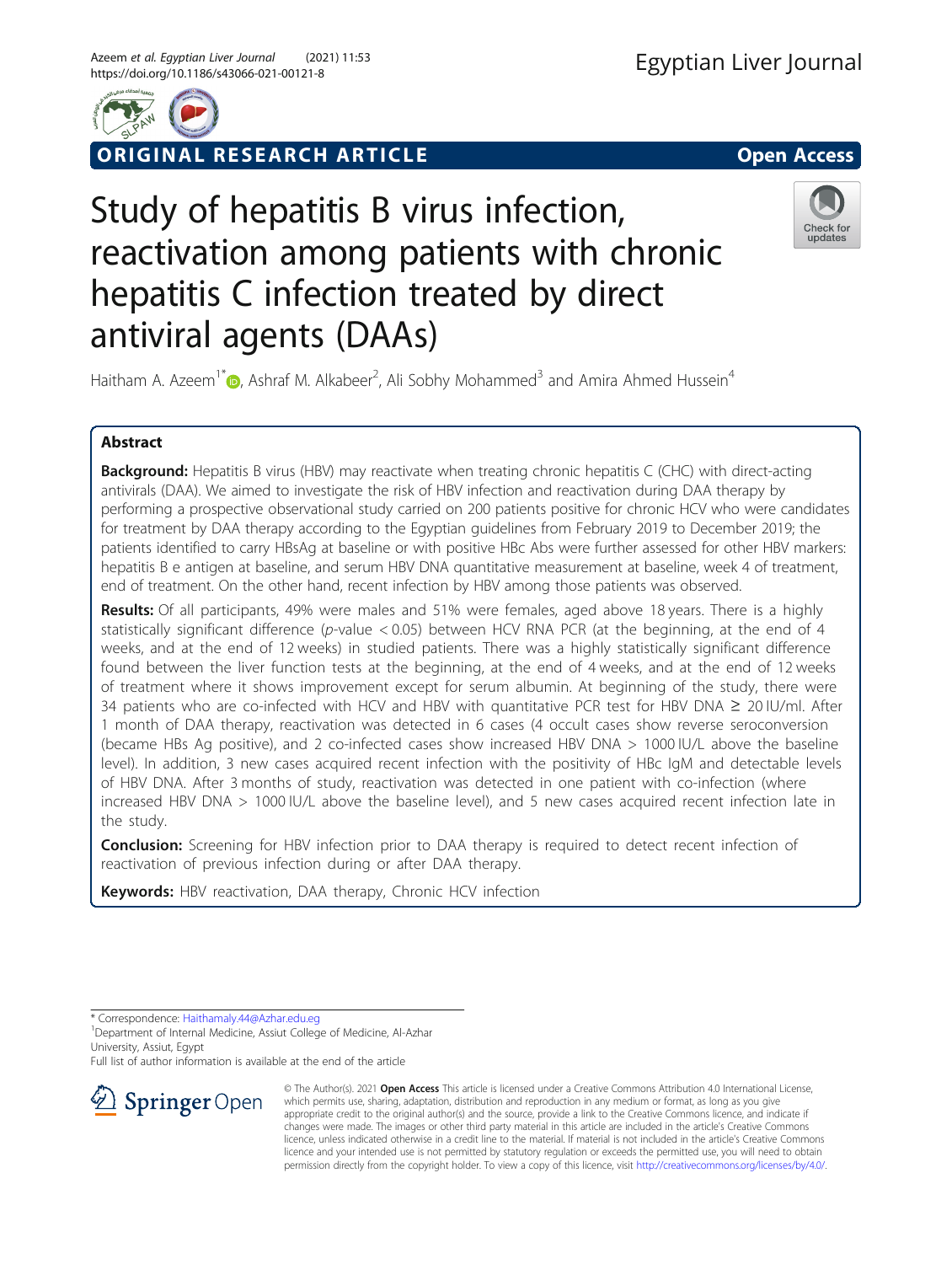ORIGINAL RESEARCH ARTICLE

Open Access

# Study of hepatitis B virus infection, reactivation among patients with chronic hepatitis C infection treated by direct antiviral agents (DAAs)

Haitham A. Azeem[1*], Ashraf M. Alkabeer[2], Ali Sobhy Mohammed[3] and Amira Ahmed Hussein[4]

## Abstract

**Background:** Hepatitis B virus (HBV) may reactivate when treating chronic hepatitis C (CHC) with direct-acting antivirals (DAA). We aimed to investigate the risk of HBV infection and reactivation during DAA therapy by performing a prospective observational study carried on 200 patients positive for chronic HCV who were candidates for treatment by DAA therapy according to the Egyptian guidelines from February 2019 to December 2019; the patients identified to carry HBsAg at baseline or with positive HBc Abs were further assessed for other HBV markers: hepatitis B e antigen at baseline, and serum HBV DNA quantitative measurement at baseline, week 4 of treatment, end of treatment. On the other hand, recent infection by HBV among those patients was observed.

**Results:** Of all participants, 49% were males and 51% were females, aged above 18 years. There is a highly statistically significant difference ($p$-value $< 0.05$) between HCV RNA PCR (at the beginning, at the end of 4 weeks, and at the end of 12 weeks) in studied patients. There was a highly statistically significant difference found between the liver function tests at the beginning, at the end of 4 weeks, and at the end of 12 weeks of treatment where it shows improvement except for serum albumin. At beginning of the study, there were 34 patients who are co-infected with HCV and HBV with quantitative PCR test for HBV DNA ≥ 20 IU/ml. After 1 month of DAA therapy, reactivation was detected in 6 cases (4 occult cases show reverse seroconversion (became HBs Ag positive), and 2 co-infected cases show increased HBV DNA > 1000 IU/L above the baseline level). In addition, 3 new cases acquired recent infection with the positivity of HBc IgM and detectable levels of HBV DNA. After 3 months of study, reactivation was detected in one patient with co-infection (where increased HBV DNA > 1000 IU/L above the baseline level), and 5 new cases acquired recent infection late in the study.

**Conclusion:** Screening for HBV infection prior to DAA therapy is required to detect recent infection of reactivation of previous infection during or after DAA therapy.

**Keywords:** HBV reactivation, DAA therapy, Chronic HCV infection

---

* Correspondence: Haithamaly.44@Azhar.edu.eg
[1]Department of Internal Medicine, Assiut College of Medicine, Al-Azhar University, Assiut, Egypt
Full list of author information is available at the end of the article

© The Author(s). 2021 **Open Access** This article is licensed under a Creative Commons Attribution 4.0 International License, which permits use, sharing, adaptation, distribution and reproduction in any medium or format, as long as you give appropriate credit to the original author(s) and the source, provide a link to the Creative Commons licence, and indicate if changes were made. The images or other third party material in this article are included in the article's Creative Commons licence, unless indicated otherwise in a credit line to the material. If material is not included in the article's Creative Commons licence and your intended use is not permitted by statutory regulation or exceeds the permitted use, you will need to obtain permission directly from the copyright holder. To view a copy of this licence, visit http://creativecommons.org/licenses/by/4.0/.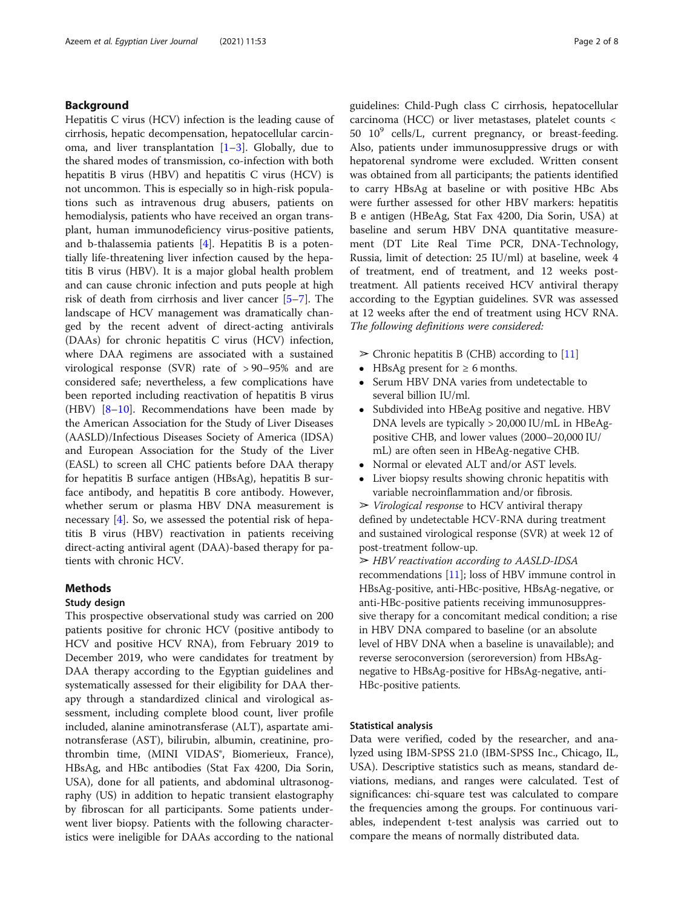## Background

Hepatitis C virus (HCV) infection is the leading cause of cirrhosis, hepatic decompensation, hepatocellular carcinoma, and liver transplantation [1–3]. Globally, due to the shared modes of transmission, co-infection with both hepatitis B virus (HBV) and hepatitis C virus (HCV) is not uncommon. This is especially so in high-risk populations such as intravenous drug abusers, patients on hemodialysis, patients who have received an organ transplant, human immunodeficiency virus-positive patients, and b-thalassemia patients [4]. Hepatitis B is a potentially life-threatening liver infection caused by the hepatitis B virus (HBV). It is a major global health problem and can cause chronic infection and puts people at high risk of death from cirrhosis and liver cancer [5–7]. The landscape of HCV management was dramatically changed by the recent advent of direct-acting antivirals (DAAs) for chronic hepatitis C virus (HCV) infection, where DAA regimens are associated with a sustained virological response (SVR) rate of > 90–95% and are considered safe; nevertheless, a few complications have been reported including reactivation of hepatitis B virus (HBV) [8–10]. Recommendations have been made by the American Association for the Study of Liver Diseases (AASLD)/Infectious Diseases Society of America (IDSA) and European Association for the Study of the Liver (EASL) to screen all CHC patients before DAA therapy for hepatitis B surface antigen (HBsAg), hepatitis B surface antibody, and hepatitis B core antibody. However, whether serum or plasma HBV DNA measurement is necessary [4]. So, we assessed the potential risk of hepatitis B virus (HBV) reactivation in patients receiving direct-acting antiviral agent (DAA)-based therapy for patients with chronic HCV.

## Methods

### Study design

This prospective observational study was carried on 200 patients positive for chronic HCV (positive antibody to HCV and positive HCV RNA), from February 2019 to December 2019, who were candidates for treatment by DAA therapy according to the Egyptian guidelines and systematically assessed for their eligibility for DAA therapy through a standardized clinical and virological assessment, including complete blood count, liver profile included, alanine aminotransferase (ALT), aspartate aminotransferase (AST), bilirubin, albumin, creatinine, prothrombin time, (MINI VIDAS®, Biomerieux, France), HBsAg, and HBc antibodies (Stat Fax 4200, Dia Sorin, USA), done for all patients, and abdominal ultrasonography (US) in addition to hepatic transient elastography by fibroscan for all participants. Some patients underwent liver biopsy. Patients with the following characteristics were ineligible for DAAs according to the national guidelines: Child-Pugh class C cirrhosis, hepatocellular carcinoma (HCC) or liver metastases, platelet counts < 50 $10^9$ cells/L, current pregnancy, or breast-feeding. Also, patients under immunosuppressive drugs or with hepatorenal syndrome were excluded. Written consent was obtained from all participants; the patients identified to carry HBsAg at baseline or with positive HBc Abs were further assessed for other HBV markers: hepatitis B e antigen (HBeAg, Stat Fax 4200, Dia Sorin, USA) at baseline and serum HBV DNA quantitative measurement (DT Lite Real Time PCR, DNA-Technology, Russia, limit of detection: 25 IU/ml) at baseline, week 4 of treatment, end of treatment, and 12 weeks post-treatment. All patients received HCV antiviral therapy according to the Egyptian guidelines. SVR was assessed at 12 weeks after the end of treatment using HCV RNA. *The following definitions were considered:*

➢ Chronic hepatitis B (CHB) according to [11]

- HBsAg present for ≥ 6 months.
- Serum HBV DNA varies from undetectable to several billion IU/ml.
- Subdivided into HBeAg positive and negative. HBV DNA levels are typically > 20,000 IU/mL in HBeAg-positive CHB, and lower values (2000–20,000 IU/mL) are often seen in HBeAg-negative CHB.
- Normal or elevated ALT and/or AST levels.
- Liver biopsy results showing chronic hepatitis with variable necroinflammation and/or fibrosis.

➢ *Virological response* to HCV antiviral therapy defined by undetectable HCV-RNA during treatment and sustained virological response (SVR) at week 12 of post-treatment follow-up.

➢ *HBV reactivation according to AASLD-IDSA* recommendations [11]; loss of HBV immune control in HBsAg-positive, anti-HBc-positive, HBsAg-negative, or anti-HBc-positive patients receiving immunosuppressive therapy for a concomitant medical condition; a rise in HBV DNA compared to baseline (or an absolute level of HBV DNA when a baseline is unavailable); and reverse seroconversion (seroreversion) from HBsAg-negative to HBsAg-positive for HBsAg-negative, anti-HBc-positive patients.

### Statistical analysis

Data were verified, coded by the researcher, and analyzed using IBM-SPSS 21.0 (IBM-SPSS Inc., Chicago, IL, USA). Descriptive statistics such as means, standard deviations, medians, and ranges were calculated. Test of significances: chi-square test was calculated to compare the frequencies among the groups. For continuous variables, independent t-test analysis was carried out to compare the means of normally distributed data.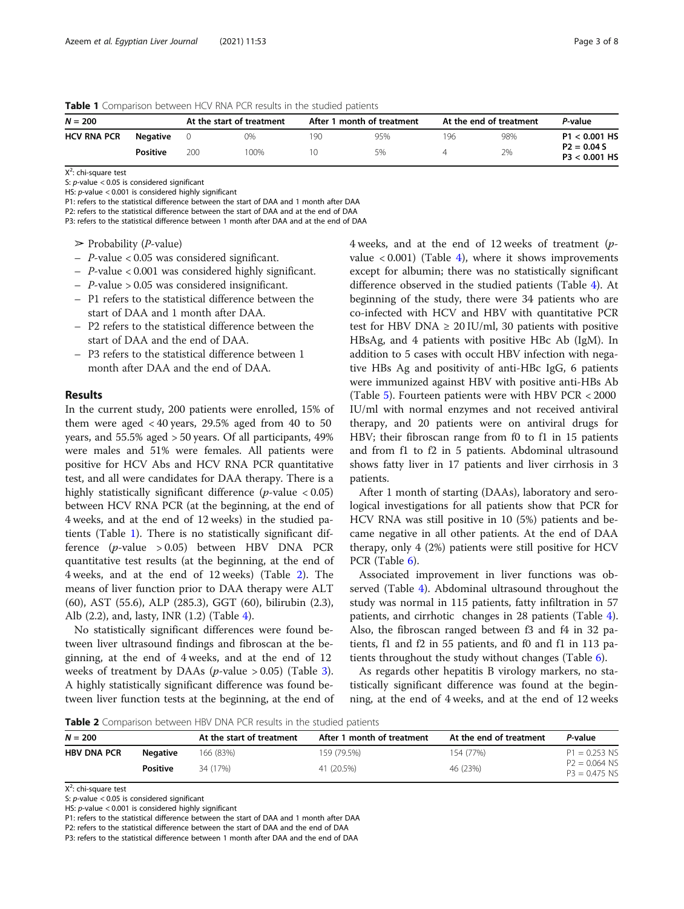**Table 1** Comparison between HCV RNA PCR results in the studied patients

| N = 200 | | At the start of treatment | | After 1 month of treatment | | At the end of treatment | | P-value |
|---|---|---|---|---|---|---|---|---|
| **HCV RNA PCR** | **Negative** | 0 | 0% | 190 | 95% | 196 | 98% | **P1 < 0.001 HS** |
| | **Positive** | 200 | 100% | 10 | 5% | 4 | 2% | **P2 = 0.04 S** **P3 < 0.001 HS** |

$X^2$: chi-square test

S: *p*-value < 0.05 is considered significant

HS: *p*-value < 0.001 is considered highly significant

P1: refers to the statistical difference between the start of DAA and 1 month after DAA

P2: refers to the statistical difference between the start of DAA and at the end of DAA

P3: refers to the statistical difference between 1 month after DAA and at the end of DAA

➢ Probability (*P*-value)

- *P*-value < 0.05 was considered significant.
- *P*-value < 0.001 was considered highly significant.
- *P*-value > 0.05 was considered insignificant.
- P1 refers to the statistical difference between the start of DAA and 1 month after DAA.
- P2 refers to the statistical difference between the start of DAA and the end of DAA.
- P3 refers to the statistical difference between 1 month after DAA and the end of DAA.

## Results

In the current study, 200 patients were enrolled, 15% of them were aged < 40 years, 29.5% aged from 40 to 50 years, and 55.5% aged > 50 years. Of all participants, 49% were males and 51% were females. All patients were positive for HCV Abs and HCV RNA PCR quantitative test, and all were candidates for DAA therapy. There is a highly statistically significant difference (*p*-value < 0.05) between HCV RNA PCR (at the beginning, at the end of 4 weeks, and at the end of 12 weeks) in the studied patients (Table 1). There is no statistically significant difference (*p*-value > 0.05) between HBV DNA PCR quantitative test results (at the beginning, at the end of 4 weeks, and at the end of 12 weeks) (Table 2). The means of liver function prior to DAA therapy were ALT (60), AST (55.6), ALP (285.3), GGT (60), bilirubin (2.3), Alb (2.2), and, lasty, INR (1.2) (Table 4).

No statistically significant differences were found between liver ultrasound findings and fibroscan at the beginning, at the end of 4 weeks, and at the end of 12 weeks of treatment by DAAs (*p*-value > 0.05) (Table 3). A highly statistically significant difference was found between liver function tests at the beginning, at the end of 4 weeks, and at the end of 12 weeks of treatment (*p*-value < 0.001) (Table 4), where it shows improvements except for albumin; there was no statistically significant difference observed in the studied patients (Table 4). At beginning of the study, there were 34 patients who are co-infected with HCV and HBV with quantitative PCR test for HBV DNA ≥ 20 IU/ml, 30 patients with positive HBsAg, and 4 patients with positive HBc Ab (IgM). In addition to 5 cases with occult HBV infection with negative HBs Ag and positivity of anti-HBc IgG, 6 patients were immunized against HBV with positive anti-HBs Ab (Table 5). Fourteen patients were with HBV PCR < 2000 IU/ml with normal enzymes and not received antiviral therapy, and 20 patients were on antiviral drugs for HBV; their fibroscan range from f0 to f1 in 15 patients and from f1 to f2 in 5 patients. Abdominal ultrasound shows fatty liver in 17 patients and liver cirrhosis in 3 patients.

After 1 month of starting (DAAs), laboratory and serological investigations for all patients show that PCR for HCV RNA was still positive in 10 (5%) patients and became negative in all other patients. At the end of DAA therapy, only 4 (2%) patients were still positive for HCV PCR (Table 6).

Associated improvement in liver functions was observed (Table 4). Abdominal ultrasound throughout the study was normal in 115 patients, fatty infiltration in 57 patients, and cirrhotic changes in 28 patients (Table 4). Also, the fibroscan ranged between f3 and f4 in 32 patients, f1 and f2 in 55 patients, and f0 and f1 in 113 patients throughout the study without changes (Table 6).

As regards other hepatitis B virology markers, no statistically significant difference was found at the beginning, at the end of 4 weeks, and at the end of 12 weeks

**Table 2** Comparison between HBV DNA PCR results in the studied patients

| N = 200 | | At the start of treatment | After 1 month of treatment | At the end of treatment | P-value |
|---|---|---|---|---|---|
| **HBV DNA PCR** | **Negative** | 166 (83%) | 159 (79.5%) | 154 (77%) | P1 = 0.253 NS |
| | **Positive** | 34 (17%) | 41 (20.5%) | 46 (23%) | P2 = 0.064 NS P3 = 0.475 NS |

$X^2$: chi-square test

S: *p*-value < 0.05 is considered significant

HS: *p*-value < 0.001 is considered highly significant

P1: refers to the statistical difference between the start of DAA and 1 month after DAA

P2: refers to the statistical difference between the start of DAA and the end of DAA

P3: refers to the statistical difference between 1 month after DAA and the end of DAA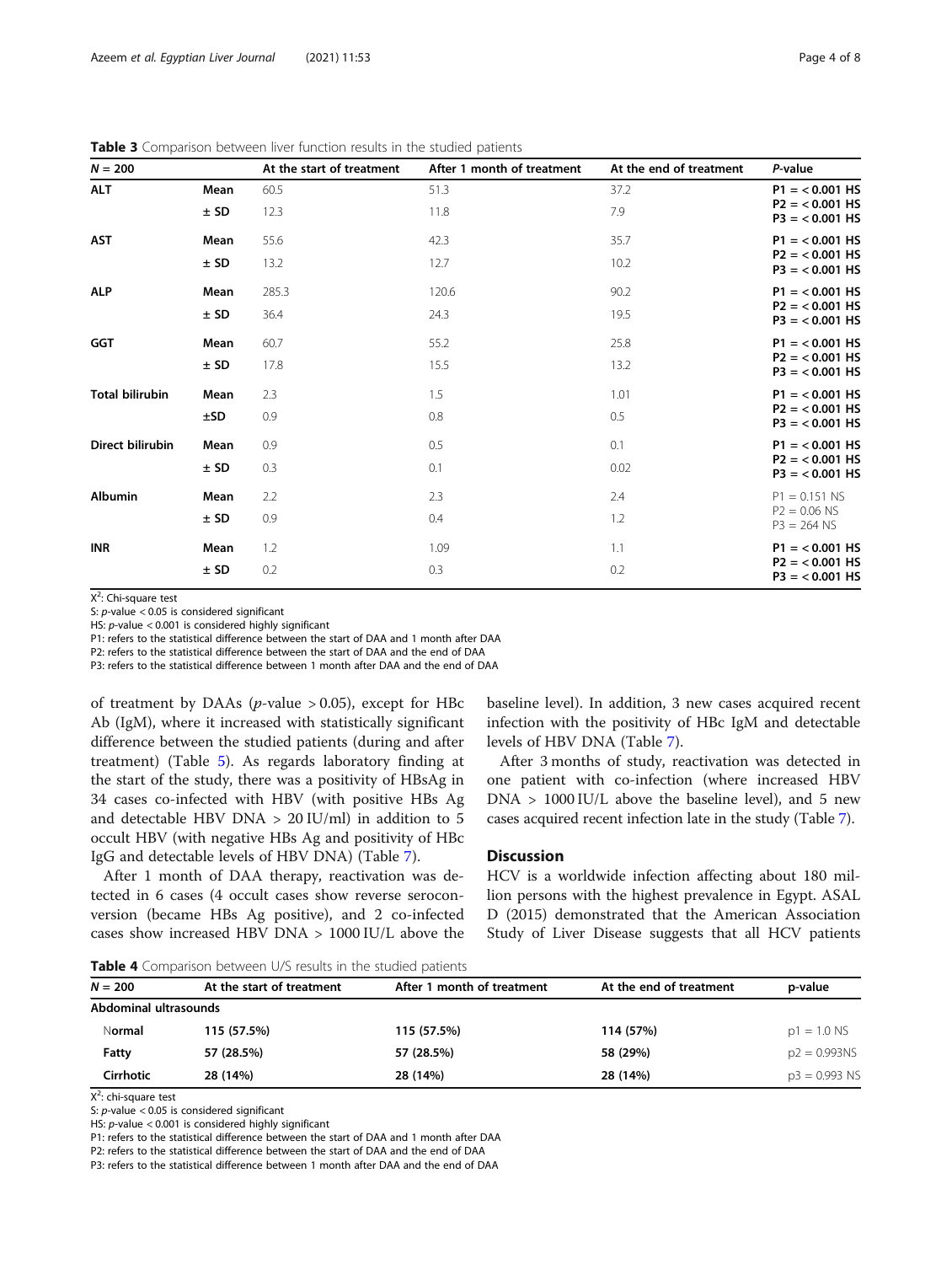**Table 3** Comparison between liver function results in the studied patients

| N = 200 | | At the start of treatment | After 1 month of treatment | At the end of treatment | P-value |
|---|---|---|---|---|---|
| **ALT** | **Mean** | 60.5 | 51.3 | 37.2 | **P1 = < 0.001 HS** |
| | **± SD** | 12.3 | 11.8 | 7.9 | **P2 = < 0.001 HS** **P3 = < 0.001 HS** |
| **AST** | **Mean** | 55.6 | 42.3 | 35.7 | **P1 = < 0.001 HS** |
| | **± SD** | 13.2 | 12.7 | 10.2 | **P2 = < 0.001 HS** **P3 = < 0.001 HS** |
| **ALP** | **Mean** | 285.3 | 120.6 | 90.2 | **P1 = < 0.001 HS** |
| | **± SD** | 36.4 | 24.3 | 19.5 | **P2 = < 0.001 HS** **P3 = < 0.001 HS** |
| **GGT** | **Mean** | 60.7 | 55.2 | 25.8 | **P1 = < 0.001 HS** |
| | **± SD** | 17.8 | 15.5 | 13.2 | **P2 = < 0.001 HS** **P3 = < 0.001 HS** |
| **Total bilirubin** | **Mean** | 2.3 | 1.5 | 1.01 | **P1 = < 0.001 HS** |
| | **±SD** | 0.9 | 0.8 | 0.5 | **P2 = < 0.001 HS** **P3 = < 0.001 HS** |
| **Direct bilirubin** | **Mean** | 0.9 | 0.5 | 0.1 | **P1 = < 0.001 HS** |
| | **± SD** | 0.3 | 0.1 | 0.02 | **P2 = < 0.001 HS** **P3 = < 0.001 HS** |
| **Albumin** | **Mean** | 2.2 | 2.3 | 2.4 | P1 = 0.151 NS |
| | **± SD** | 0.9 | 0.4 | 1.2 | P2 = 0.06 NS P3 = 264 NS |
| **INR** | **Mean** | 1.2 | 1.09 | 1.1 | **P1 = < 0.001 HS** |
| | **± SD** | 0.2 | 0.3 | 0.2 | **P2 = < 0.001 HS** **P3 = < 0.001 HS** |

$X^2$: Chi-square test
S: *p*-value < 0.05 is considered significant
HS: *p*-value < 0.001 is considered highly significant
P1: refers to the statistical difference between the start of DAA and 1 month after DAA
P2: refers to the statistical difference between the start of DAA and the end of DAA
P3: refers to the statistical difference between 1 month after DAA and the end of DAA

of treatment by DAAs (*p*-value > 0.05), except for HBc Ab (IgM), where it increased with statistically significant difference between the studied patients (during and after treatment) (Table 5). As regards laboratory finding at the start of the study, there was a positivity of HBsAg in 34 cases co-infected with HBV (with positive HBs Ag and detectable HBV DNA > 20 IU/ml) in addition to 5 occult HBV (with negative HBs Ag and positivity of HBc IgG and detectable levels of HBV DNA) (Table 7).

After 1 month of DAA therapy, reactivation was detected in 6 cases (4 occult cases show reverse seroconversion (became HBs Ag positive), and 2 co-infected cases show increased HBV DNA > 1000 IU/L above the baseline level). In addition, 3 new cases acquired recent infection with the positivity of HBc IgM and detectable levels of HBV DNA (Table 7).

After 3 months of study, reactivation was detected in one patient with co-infection (where increased HBV DNA > 1000 IU/L above the baseline level), and 5 new cases acquired recent infection late in the study (Table 7).

## Discussion

HCV is a worldwide infection affecting about 180 million persons with the highest prevalence in Egypt. ASALD (2015) demonstrated that the American Association Study of Liver Disease suggests that all HCV patients

**Table 4** Comparison between U/S results in the studied patients

| N = 200 | At the start of treatment | After 1 month of treatment | At the end of treatment | p-value |
|---|---|---|---|---|
| **Abdominal ultrasounds** | | | | |
| Normal | 115 (57.5%) | 115 (57.5%) | 114 (57%) | p1 = 1.0 NS |
| Fatty | 57 (28.5%) | 57 (28.5%) | 58 (29%) | p2 = 0.993NS |
| Cirrhotic | 28 (14%) | 28 (14%) | 28 (14%) | p3 = 0.993 NS |

$X^2$: chi-square test
S: *p*-value < 0.05 is considered significant
HS: *p*-value < 0.001 is considered highly significant
P1: refers to the statistical difference between the start of DAA and 1 month after DAA
P2: refers to the statistical difference between the start of DAA and the end of DAA
P3: refers to the statistical difference between 1 month after DAA and the end of DAA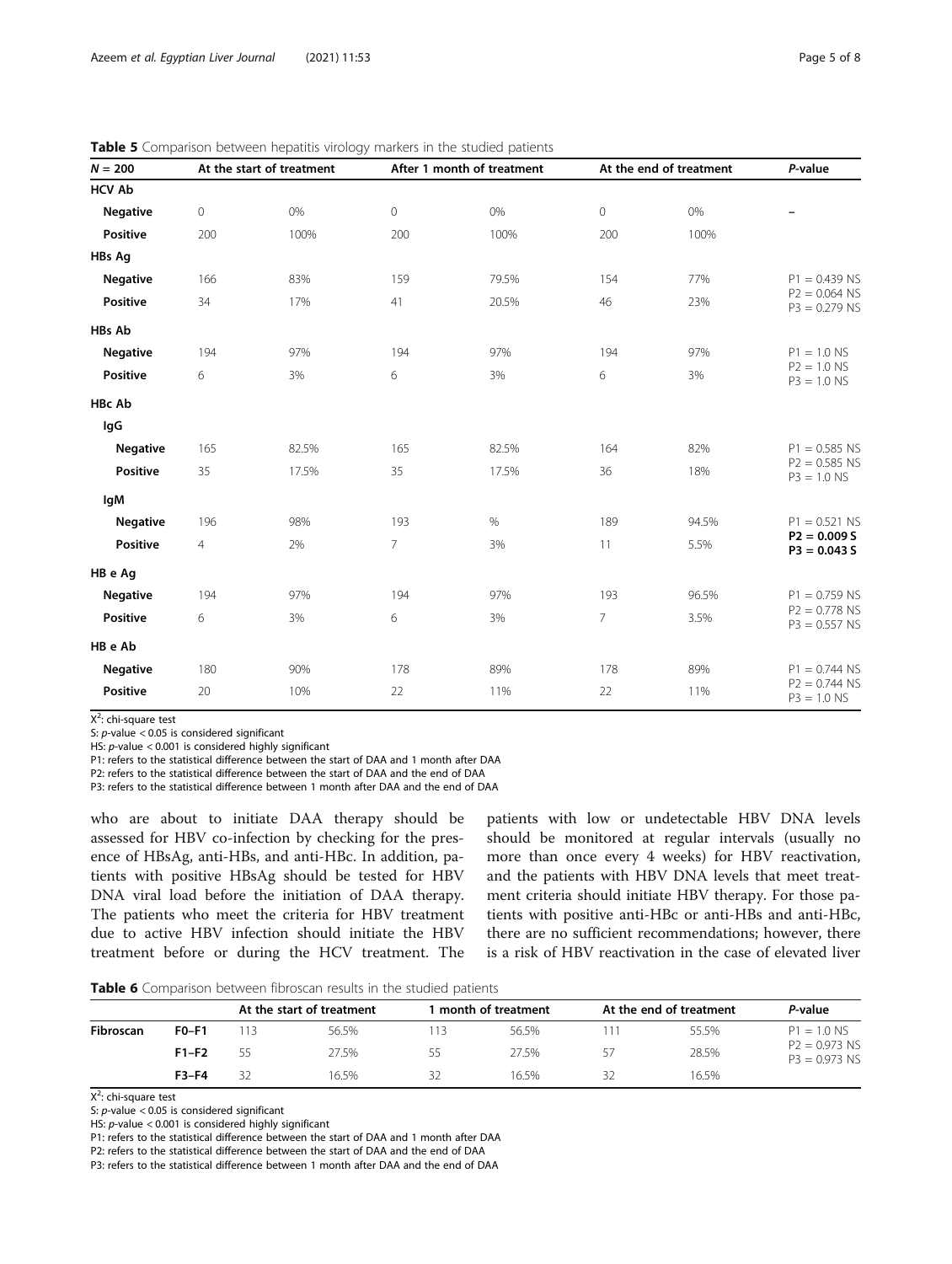**Table 5** Comparison between hepatitis virology markers in the studied patients

| N = 200 | At the start of treatment | | After 1 month of treatment | | At the end of treatment | | P-value |
|---|---|---|---|---|---|---|---|
| **HCV Ab** | | | | | | | |
| **Negative** | 0 | 0% | 0 | 0% | 0 | 0% | – |
| **Positive** | 200 | 100% | 200 | 100% | 200 | 100% | |
| **HBs Ag** | | | | | | | |
| **Negative** | 166 | 83% | 159 | 79.5% | 154 | 77% | P1 = 0.439 NS<br>P2 = 0.064 NS<br>P3 = 0.279 NS |
| **Positive** | 34 | 17% | 41 | 20.5% | 46 | 23% | |
| **HBs Ab** | | | | | | | |
| **Negative** | 194 | 97% | 194 | 97% | 194 | 97% | P1 = 1.0 NS<br>P2 = 1.0 NS<br>P3 = 1.0 NS |
| **Positive** | 6 | 3% | 6 | 3% | 6 | 3% | |
| **HBc Ab** | | | | | | | |
| **IgG** | | | | | | | |
| **Negative** | 165 | 82.5% | 165 | 82.5% | 164 | 82% | P1 = 0.585 NS<br>P2 = 0.585 NS<br>P3 = 1.0 NS |
| **Positive** | 35 | 17.5% | 35 | 17.5% | 36 | 18% | |
| **IgM** | | | | | | | |
| **Negative** | 196 | 98% | 193 | % | 189 | 94.5% | P1 = 0.521 NS<br>**P2 = 0.009 S**<br>**P3 = 0.043 S** |
| **Positive** | 4 | 2% | 7 | 3% | 11 | 5.5% | |
| **HB e Ag** | | | | | | | |
| **Negative** | 194 | 97% | 194 | 97% | 193 | 96.5% | P1 = 0.759 NS<br>P2 = 0.778 NS<br>P3 = 0.557 NS |
| **Positive** | 6 | 3% | 6 | 3% | 7 | 3.5% | |
| **HB e Ab** | | | | | | | |
| **Negative** | 180 | 90% | 178 | 89% | 178 | 89% | P1 = 0.744 NS<br>P2 = 0.744 NS<br>P3 = 1.0 NS |
| **Positive** | 20 | 10% | 22 | 11% | 22 | 11% | |

$X^2$: chi-square test
S: *p*-value < 0.05 is considered significant
HS: *p*-value < 0.001 is considered highly significant
P1: refers to the statistical difference between the start of DAA and 1 month after DAA
P2: refers to the statistical difference between the start of DAA and the end of DAA
P3: refers to the statistical difference between 1 month after DAA and the end of DAA

who are about to initiate DAA therapy should be assessed for HBV co-infection by checking for the presence of HBsAg, anti-HBs, and anti-HBc. In addition, patients with positive HBsAg should be tested for HBV DNA viral load before the initiation of DAA therapy. The patients who meet the criteria for HBV treatment due to active HBV infection should initiate the HBV treatment before or during the HCV treatment. The patients with low or undetectable HBV DNA levels should be monitored at regular intervals (usually no more than once every 4 weeks) for HBV reactivation, and the patients with HBV DNA levels that meet treatment criteria should initiate HBV therapy. For those patients with positive anti-HBc or anti-HBs and anti-HBc, there are no sufficient recommendations; however, there is a risk of HBV reactivation in the case of elevated liver

**Table 6** Comparison between fibroscan results in the studied patients

| | | At the start of treatment | | 1 month of treatment | | At the end of treatment | | P-value |
|---|---|---|---|---|---|---|---|---|
| **Fibroscan** | **F0–F1** | 113 | 56.5% | 113 | 56.5% | 111 | 55.5% | P1 = 1.0 NS<br>P2 = 0.973 NS<br>P3 = 0.973 NS |
| | **F1–F2** | 55 | 27.5% | 55 | 27.5% | 57 | 28.5% | |
| | **F3–F4** | 32 | 16.5% | 32 | 16.5% | 32 | 16.5% | |

$X^2$: chi-square test
S: *p*-value < 0.05 is considered significant
HS: *p*-value < 0.001 is considered highly significant
P1: refers to the statistical difference between the start of DAA and 1 month after DAA
P2: refers to the statistical difference between the start of DAA and the end of DAA
P3: refers to the statistical difference between 1 month after DAA and the end of DAA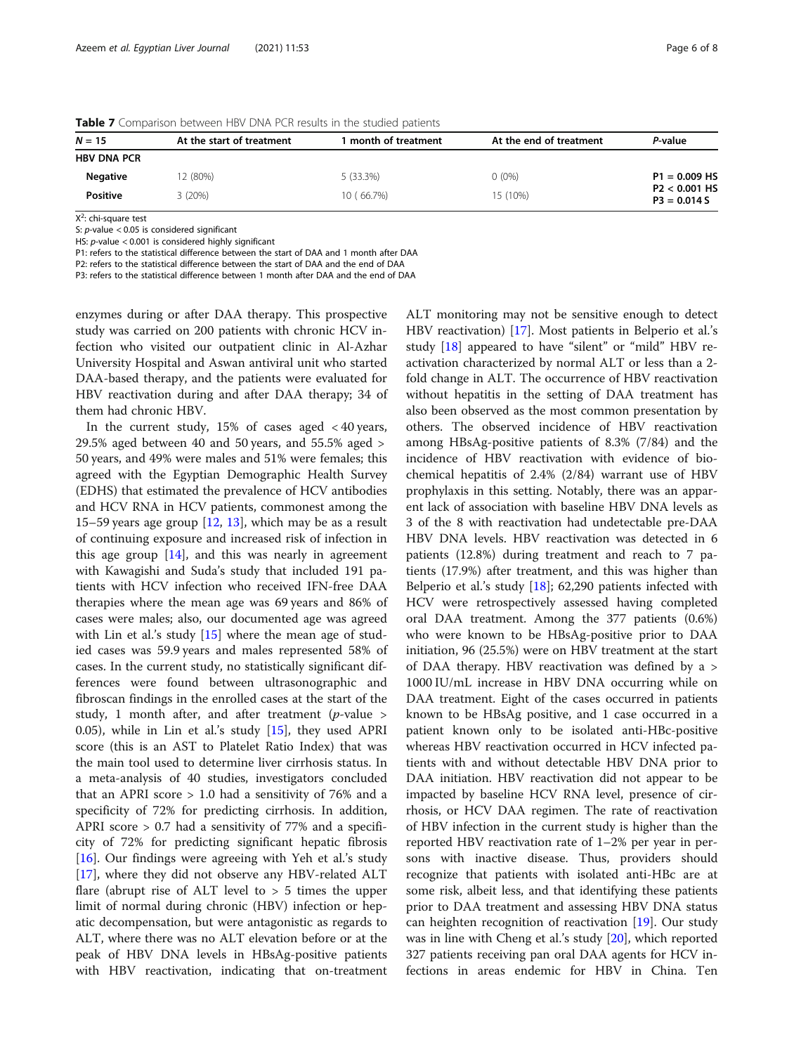**Table 7** Comparison between HBV DNA PCR results in the studied patients

| N = 15 | At the start of treatment | 1 month of treatment | At the end of treatment | P-value |
|---|---|---|---|---|
| **HBV DNA PCR** | | | | |
| **Negative** | 12 (80%) | 5 (33.3%) | 0 (0%) | **P1 = 0.009 HS** |
| **Positive** | 3 (20%) | 10 ( 66.7%) | 15 (10%) | **P2 < 0.001 HS**<br>**P3 = 0.014 S** |

$X^2$: chi-square test

S: p-value < 0.05 is considered significant

HS: p-value < 0.001 is considered highly significant

P1: refers to the statistical difference between the start of DAA and 1 month after DAA

P2: refers to the statistical difference between the start of DAA and the end of DAA

P3: refers to the statistical difference between 1 month after DAA and the end of DAA

enzymes during or after DAA therapy. This prospective study was carried on 200 patients with chronic HCV infection who visited our outpatient clinic in Al-Azhar University Hospital and Aswan antiviral unit who started DAA-based therapy, and the patients were evaluated for HBV reactivation during and after DAA therapy; 34 of them had chronic HBV.

In the current study, 15% of cases aged < 40 years, 29.5% aged between 40 and 50 years, and 55.5% aged > 50 years, and 49% were males and 51% were females; this agreed with the Egyptian Demographic Health Survey (EDHS) that estimated the prevalence of HCV antibodies and HCV RNA in HCV patients, commonest among the 15–59 years age group [12, 13], which may be as a result of continuing exposure and increased risk of infection in this age group [14], and this was nearly in agreement with Kawagishi and Suda's study that included 191 patients with HCV infection who received IFN-free DAA therapies where the mean age was 69 years and 86% of cases were males; also, our documented age was agreed with Lin et al.'s study [15] where the mean age of studied cases was 59.9 years and males represented 58% of cases. In the current study, no statistically significant differences were found between ultrasonographic and fibroscan findings in the enrolled cases at the start of the study, 1 month after, and after treatment (p-value > 0.05), while in Lin et al.'s study [15], they used APRI score (this is an AST to Platelet Ratio Index) that was the main tool used to determine liver cirrhosis status. In a meta-analysis of 40 studies, investigators concluded that an APRI score > 1.0 had a sensitivity of 76% and a specificity of 72% for predicting cirrhosis. In addition, APRI score > 0.7 had a sensitivity of 77% and a specificity of 72% for predicting significant hepatic fibrosis [16]. Our findings were agreeing with Yeh et al.'s study [17], where they did not observe any HBV-related ALT flare (abrupt rise of ALT level to > 5 times the upper limit of normal during chronic (HBV) infection or hepatic decompensation, but were antagonistic as regards to ALT, where there was no ALT elevation before or at the peak of HBV DNA levels in HBsAg-positive patients with HBV reactivation, indicating that on-treatment ALT monitoring may not be sensitive enough to detect HBV reactivation) [17]. Most patients in Belperio et al.'s study [18] appeared to have "silent" or "mild" HBV reactivation characterized by normal ALT or less than a 2-fold change in ALT. The occurrence of HBV reactivation without hepatitis in the setting of DAA treatment has also been observed as the most common presentation by others. The observed incidence of HBV reactivation among HBsAg-positive patients of 8.3% (7/84) and the incidence of HBV reactivation with evidence of biochemical hepatitis of 2.4% (2/84) warrant use of HBV prophylaxis in this setting. Notably, there was an apparent lack of association with baseline HBV DNA levels as 3 of the 8 with reactivation had undetectable pre-DAA HBV DNA levels. HBV reactivation was detected in 6 patients (12.8%) during treatment and reach to 7 patients (17.9%) after treatment, and this was higher than Belperio et al.'s study [18]; 62,290 patients infected with HCV were retrospectively assessed having completed oral DAA treatment. Among the 377 patients (0.6%) who were known to be HBsAg-positive prior to DAA initiation, 96 (25.5%) were on HBV treatment at the start of DAA therapy. HBV reactivation was defined by a > 1000 IU/mL increase in HBV DNA occurring while on DAA treatment. Eight of the cases occurred in patients known to be HBsAg positive, and 1 case occurred in a patient known only to be isolated anti-HBc-positive whereas HBV reactivation occurred in HCV infected patients with and without detectable HBV DNA prior to DAA initiation. HBV reactivation did not appear to be impacted by baseline HCV RNA level, presence of cirrhosis, or HCV DAA regimen. The rate of reactivation of HBV infection in the current study is higher than the reported HBV reactivation rate of 1–2% per year in persons with inactive disease. Thus, providers should recognize that patients with isolated anti-HBc are at some risk, albeit less, and that identifying these patients prior to DAA treatment and assessing HBV DNA status can heighten recognition of reactivation [19]. Our study was in line with Cheng et al.'s study [20], which reported 327 patients receiving pan oral DAA agents for HCV infections in areas endemic for HBV in China. Ten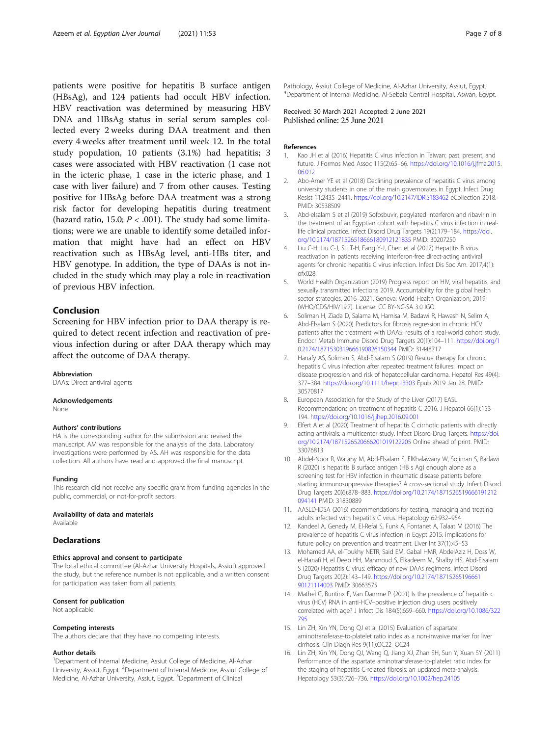patients were positive for hepatitis B surface antigen (HBsAg), and 124 patients had occult HBV infection. HBV reactivation was determined by measuring HBV DNA and HBsAg status in serial serum samples collected every 2 weeks during DAA treatment and then every 4 weeks after treatment until week 12. In the total study population, 10 patients (3.1%) had hepatitis; 3 cases were associated with HBV reactivation (1 case not in the icteric phase, 1 case in the icteric phase, and 1 case with liver failure) and 7 from other causes. Testing positive for HBsAg before DAA treatment was a strong risk factor for developing hepatitis during treatment (hazard ratio, 15.0; $P < .001$). The study had some limitations; were we are unable to identify some detailed information that might have had an effect on HBV reactivation such as HBsAg level, anti-HBs titer, and HBV genotype. In addition, the type of DAAs is not included in the study which may play a role in reactivation of previous HBV infection.

## Conclusion

Screening for HBV infection prior to DAA therapy is required to detect recent infection and reactivation of previous infection during or after DAA therapy which may affect the outcome of DAA therapy.

#### Abbreviation

DAAs: Direct antiviral agents

#### Acknowledgements

None

#### Authors' contributions

HA is the corresponding author for the submission and revised the manuscript. AM was responsible for the analysis of the data. Laboratory investigations were performed by AS. AH was responsible for the data collection. All authors have read and approved the final manuscript.

#### Funding

This research did not receive any specific grant from funding agencies in the public, commercial, or not-for-profit sectors.

#### Availability of data and materials

Available

## Declarations

#### Ethics approval and consent to participate

The local ethical committee (Al-Azhar University Hospitals, Assiut) approved the study, but the reference number is not applicable, and a written consent for participation was taken from all patients.

#### Consent for publication

Not applicable.

#### Competing interests

The authors declare that they have no competing interests.

#### Author details

[1]Department of Internal Medicine, Assiut College of Medicine, Al-Azhar University, Assiut, Egypt. [2]Department of Internal Medicine, Assiut College of Medicine, Al-Azhar University, Assiut, Egypt. [3]Department of Clinical Pathology, Assiut College of Medicine, Al-Azhar University, Assiut, Egypt. [4]Department of Internal Medicine, Al-Sebaia Central Hospital, Aswan, Egypt.

Received: 30 March 2021 Accepted: 2 June 2021
Published online: 25 June 2021

#### References

1. Kao JH et al (2016) Hepatitis C virus infection in Taiwan: past, present, and future. J Formos Med Assoc 115(2):65–66. https://doi.org/10.1016/j.jfma.2015.06.012
2. Abo-Amer YE et al (2018) Declining prevalence of hepatitis C virus among university students in one of the main governorates in Egypt. Infect Drug Resist 11:2435–2441. https://doi.org/10.2147/IDR.S183462 eCollection 2018. PMID: 30538509
3. Abd-elsalam S et al (2019) Sofosbuvir, peglylated interferon and ribavirin in the treatment of an Egyptian cohort with hepatitis C virus infection in real-life clinical practice. Infect Disord Drug Targets 19(2):179–184. https://doi.org/10.2174/1871526518666180912121835 PMID: 30207250
4. Liu C-H, Liu C-J, Su T-H, Fang Y-J, Chen et al (2017) Hepatitis B virus reactivation in patients receiving interferon-free direct-acting antiviral agents for chronic hepatitis C virus infection. Infect Dis Soc Am. 2017;4(1):ofx028.
5. World Health Organization (2019) Progress report on HIV, viral hepatitis, and sexually transmitted infections 2019. Accountability for the global health sector strategies, 2016–2021. Geneva: World Health Organization; 2019 (WHO/CDS/HIV/19.7). License: CC BY-NC-SA 3.0 IGO.
6. Soliman H, Ziada D, Salama M, Hamisa M, Badawi R, Hawash N, Selim A, Abd-Elsalam S (2020) Predictors for fibrosis regression in chronic HCV patients after the treatment with DAAS: results of a real-world cohort study. Endocr Metab Immune Disord Drug Targets 20(1):104–111. https://doi.org/10.2174/1871530319666190826150344 PMID: 31448717
7. Hanafy AS, Soliman S, Abd-Elsalam S (2019) Rescue therapy for chronic hepatitis C virus infection after repeated treatment failures: impact on disease progression and risk of hepatocellular carcinoma. Hepatol Res 49(4):377–384. https://doi.org/10.1111/hepr.13303 Epub 2019 Jan 28. PMID: 30570817
8. European Association for the Study of the Liver (2017) EASL Recommendations on treatment of hepatitis C 2016. J Hepatol 66(1):153–194. https://doi.org/10.1016/j.jhep.2016.09.001
9. Elfert A et al (2020) Treatment of hepatitis C cirrhotic patients with directly acting antivirals: a multicenter study. Infect Disord Drug Targets. https://doi.org/10.2174/1871526520666201019122205 Online ahead of print. PMID: 33076813
10. Abdel-Noor R, Watany M, Abd-Elsalam S, ElKhalawany W, Soliman S, Badawi R (2020) Is hepatitis B surface antigen (HB s Ag) enough alone as a screening test for HBV infection in rheumatic disease patients before starting immunosuppressive therapies? A cross-sectional study. Infect Disord Drug Targets 20(6):878–883. https://doi.org/10.2174/1871526519666191212094141 PMID: 31830889
11. AASLD-IDSA (2016) recommendations for testing, managing and treating adults infected with hepatitis C virus. Hepatology 62:932–954
12. Kandeel A, Genedy M, El-Refai S, Funk A, Fontanet A, Talaat M (2016) The prevalence of hepatitis C virus infection in Egypt 2015: implications for future policy on prevention and treatment. Liver Int 37(1):45–53
13. Mohamed AA, el-Toukhy NETR, Said EM, Gabal HMR, AbdelAziz H, Doss W, el-Hanafi H, el Deeb HH, Mahmoud S, Elkadeem M, Shalby HS, Abd-Elsalam S (2020) Hepatitis C virus: efficacy of new DAAs regimens. Infect Disord Drug Targets 20(2):143–149. https://doi.org/10.2174/1871526519666190121114003 PMID: 30663575
14. Matheї C, Buntinx F, Van Damme P (2001) Is the prevalence of hepatitis c virus (HCV) RNA in anti-HCV–positive injection drug users positively correlated with age? J Infect Dis 184(5):659–660. https://doi.org/10.1086/322795
15. Lin ZH, Xin YN, Dong QJ et al (2015) Evaluation of aspartate aminotransferase-to-platelet ratio index as a non-invasive marker for liver cirrhosis. Clin Diagn Res 9(11):OC22–OC24
16. Lin ZH, Xin YN, Dong QJ, Wang Q, Jiang XJ, Zhan SH, Sun Y, Xuan SY (2011) Performance of the aspartate aminotransferase-to-platelet ratio index for the staging of hepatitis C-related fibrosis: an updated meta-analysis. Hepatology 53(3):726–736. https://doi.org/10.1002/hep.24105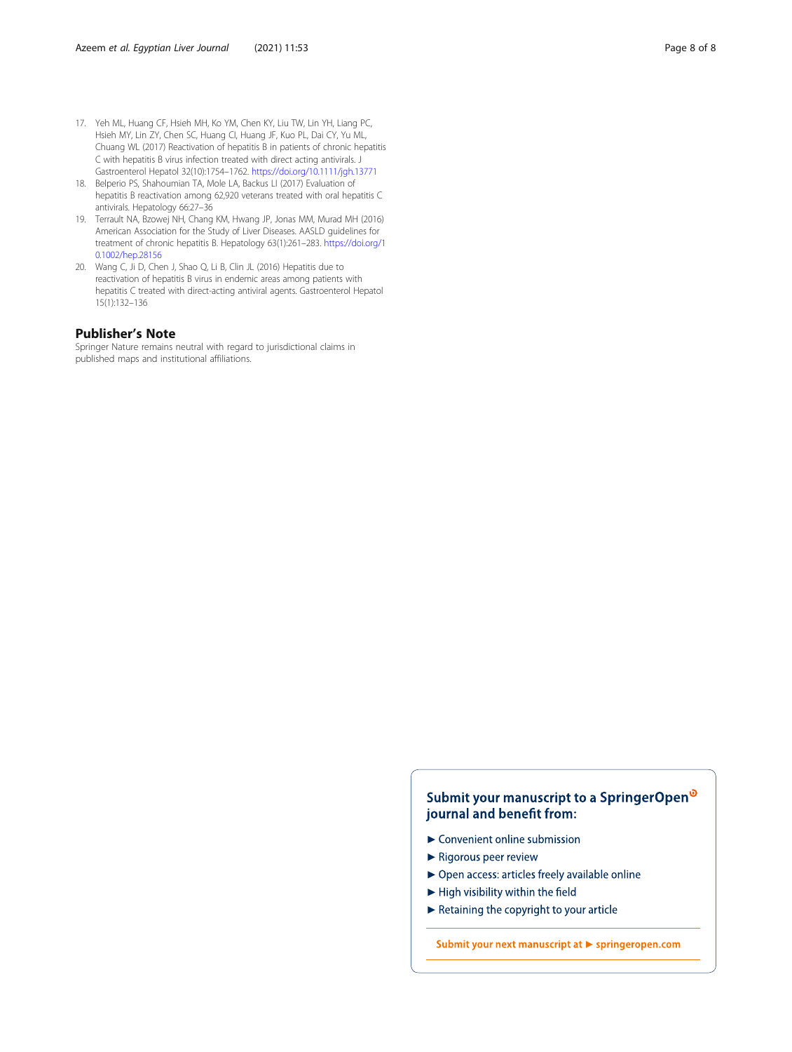17. Yeh ML, Huang CF, Hsieh MH, Ko YM, Chen KY, Liu TW, Lin YH, Liang PC, Hsieh MY, Lin ZY, Chen SC, Huang CI, Huang JF, Kuo PL, Dai CY, Yu ML, Chuang WL (2017) Reactivation of hepatitis B in patients of chronic hepatitis C with hepatitis B virus infection treated with direct acting antivirals. J Gastroenterol Hepatol 32(10):1754–1762. https://doi.org/10.1111/jgh.13771
18. Belperio PS, Shahoumian TA, Mole LA, Backus LI (2017) Evaluation of hepatitis B reactivation among 62,920 veterans treated with oral hepatitis C antivirals. Hepatology 66:27–36
19. Terrault NA, Bzowej NH, Chang KM, Hwang JP, Jonas MM, Murad MH (2016) American Association for the Study of Liver Diseases. AASLD guidelines for treatment of chronic hepatitis B. Hepatology 63(1):261–283. https://doi.org/10.1002/hep.28156
20. Wang C, Ji D, Chen J, Shao Q, Li B, Clin JL (2016) Hepatitis due to reactivation of hepatitis B virus in endemic areas among patients with hepatitis C treated with direct-acting antiviral agents. Gastroenterol Hepatol 15(1):132–136

## Publisher's Note

Springer Nature remains neutral with regard to jurisdictional claims in published maps and institutional affiliations.

**Submit your manuscript to a SpringerOpen journal and benefit from:**

- ► Convenient online submission
- ► Rigorous peer review
- ► Open access: articles freely available online
- ► High visibility within the field
- ► Retaining the copyright to your article

**Submit your next manuscript at ► springeropen.com**